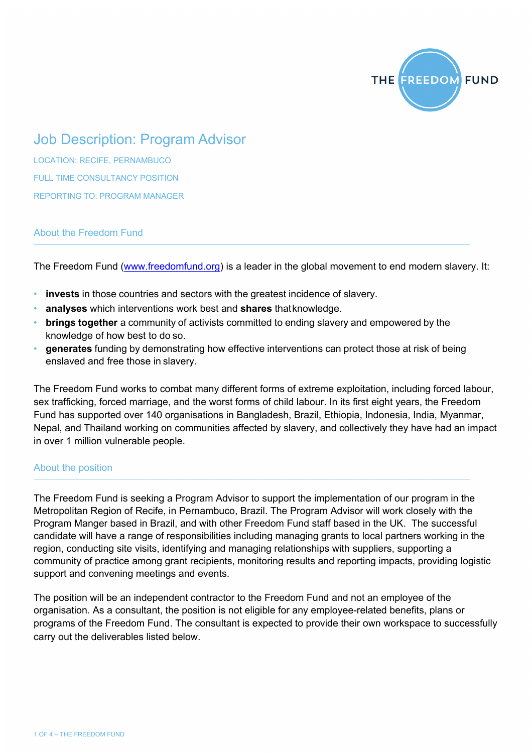# Job Description: Program Advisor

LOCATION: RECIFE, PERNAMBUCO

FULL TIME CONSULTANCY POSITION

REPORTING TO: PROGRAM MANAGER

## About the Freedom Fund

The Freedom Fund (www.freedomfund.org) is a leader in the global movement to end modern slavery. It:

- **invests** in those countries and sectors with the greatest incidence of slavery.
- **analyses** which interventions work best and **shares** that knowledge.
- **brings together** a community of activists committed to ending slavery and empowered by the knowledge of how best to do so.
- **generates** funding by demonstrating how effective interventions can protect those at risk of being enslaved and free those in slavery.

The Freedom Fund works to combat many different forms of extreme exploitation, including forced labour, sex trafficking, forced marriage, and the worst forms of child labour. In its first eight years, the Freedom Fund has supported over 140 organisations in Bangladesh, Brazil, Ethiopia, Indonesia, India, Myanmar, Nepal, and Thailand working on communities affected by slavery, and collectively they have had an impact in over 1 million vulnerable people.

## About the position

The Freedom Fund is seeking a Program Advisor to support the implementation of our program in the Metropolitan Region of Recife, in Pernambuco, Brazil. The Program Advisor will work closely with the Program Manger based in Brazil, and with other Freedom Fund staff based in the UK. The successful candidate will have a range of responsibilities including managing grants to local partners working in the region, conducting site visits, identifying and managing relationships with suppliers, supporting a community of practice among grant recipients, monitoring results and reporting impacts, providing logistic support and convening meetings and events.

The position will be an independent contractor to the Freedom Fund and not an employee of the organisation. As a consultant, the position is not eligible for any employee-related benefits, plans or programs of the Freedom Fund. The consultant is expected to provide their own workspace to successfully carry out the deliverables listed below.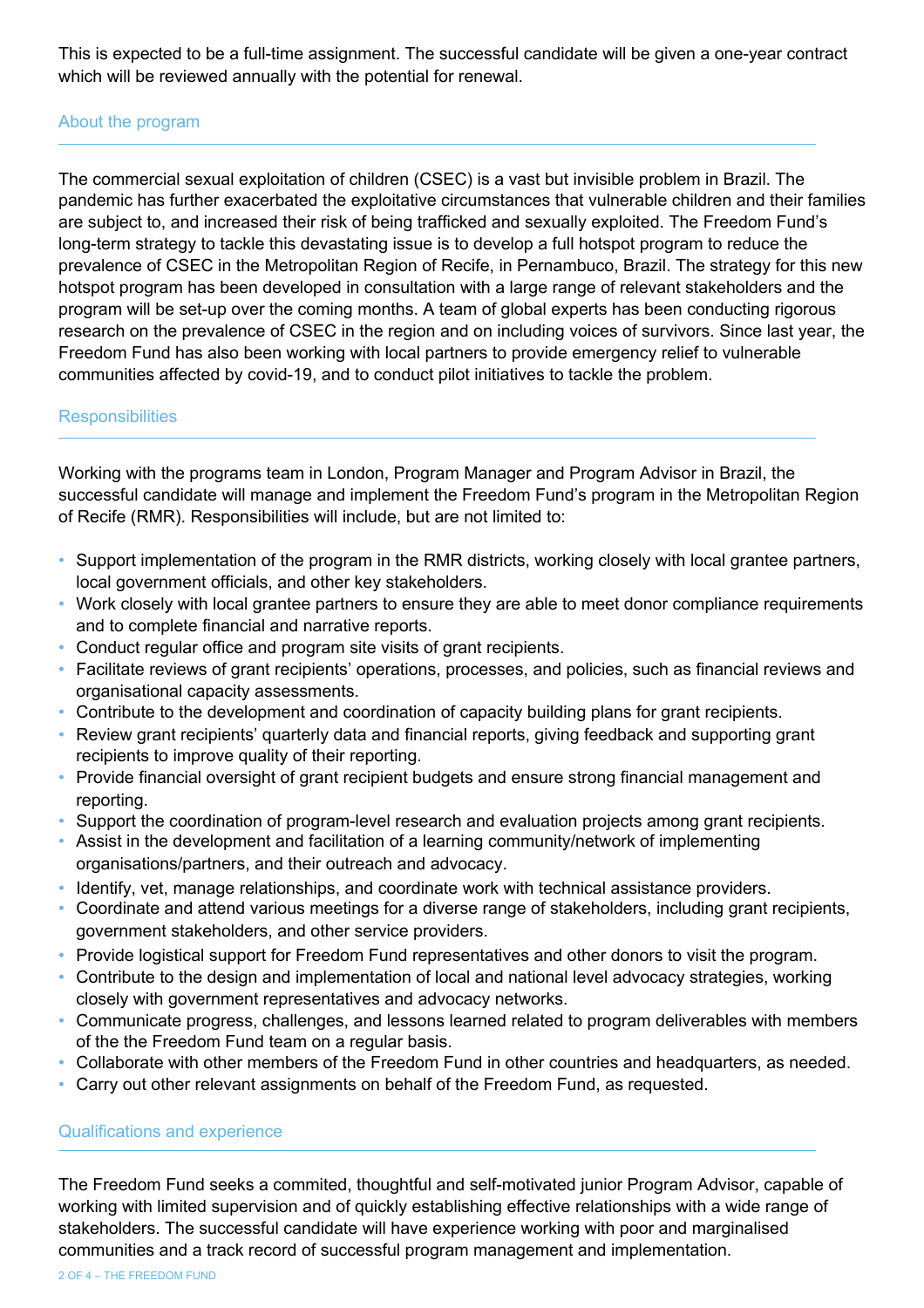This is expected to be a full-time assignment. The successful candidate will be given a one-year contract which will be reviewed annually with the potential for renewal.

## About the program

The commercial sexual exploitation of children (CSEC) is a vast but invisible problem in Brazil. The pandemic has further exacerbated the exploitative circumstances that vulnerable children and their families are subject to, and increased their risk of being trafficked and sexually exploited. The Freedom Fund's long-term strategy to tackle this devastating issue is to develop a full hotspot program to reduce the prevalence of CSEC in the Metropolitan Region of Recife, in Pernambuco, Brazil. The strategy for this new hotspot program has been developed in consultation with a large range of relevant stakeholders and the program will be set-up over the coming months. A team of global experts has been conducting rigorous research on the prevalence of CSEC in the region and on including voices of survivors. Since last year, the Freedom Fund has also been working with local partners to provide emergency relief to vulnerable communities affected by covid-19, and to conduct pilot initiatives to tackle the problem.

## Responsibilities

Working with the programs team in London, Program Manager and Program Advisor in Brazil, the successful candidate will manage and implement the Freedom Fund's program in the Metropolitan Region of Recife (RMR). Responsibilities will include, but are not limited to:

- Support implementation of the program in the RMR districts, working closely with local grantee partners, local government officials, and other key stakeholders.
- Work closely with local grantee partners to ensure they are able to meet donor compliance requirements and to complete financial and narrative reports.
- Conduct regular office and program site visits of grant recipients.
- Facilitate reviews of grant recipients' operations, processes, and policies, such as financial reviews and organisational capacity assessments.
- Contribute to the development and coordination of capacity building plans for grant recipients.
- Review grant recipients' quarterly data and financial reports, giving feedback and supporting grant recipients to improve quality of their reporting.
- Provide financial oversight of grant recipient budgets and ensure strong financial management and reporting.
- Support the coordination of program-level research and evaluation projects among grant recipients.
- Assist in the development and facilitation of a learning community/network of implementing organisations/partners, and their outreach and advocacy.
- Identify, vet, manage relationships, and coordinate work with technical assistance providers.
- Coordinate and attend various meetings for a diverse range of stakeholders, including grant recipients, government stakeholders, and other service providers.
- Provide logistical support for Freedom Fund representatives and other donors to visit the program.
- Contribute to the design and implementation of local and national level advocacy strategies, working closely with government representatives and advocacy networks.
- Communicate progress, challenges, and lessons learned related to program deliverables with members of the the Freedom Fund team on a regular basis.
- Collaborate with other members of the Freedom Fund in other countries and headquarters, as needed.
- Carry out other relevant assignments on behalf of the Freedom Fund, as requested.

## Qualifications and experience

The Freedom Fund seeks a commited, thoughtful and self-motivated junior Program Advisor, capable of working with limited supervision and of quickly establishing effective relationships with a wide range of stakeholders. The successful candidate will have experience working with poor and marginalised communities and a track record of successful program management and implementation.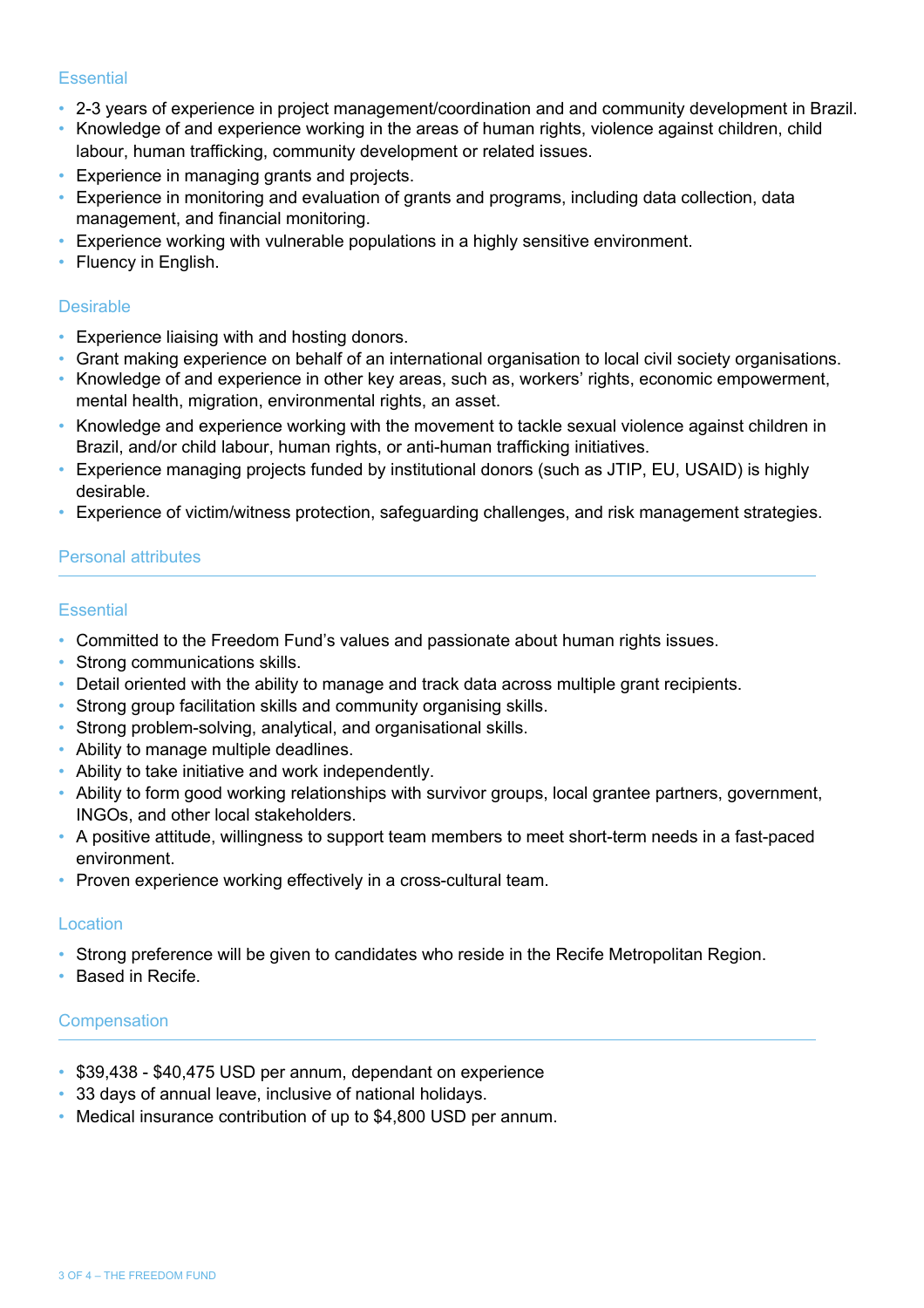### Essential

- 2-3 years of experience in project management/coordination and and community development in Brazil.
- Knowledge of and experience working in the areas of human rights, violence against children, child labour, human trafficking, community development or related issues.
- Experience in managing grants and projects.
- Experience in monitoring and evaluation of grants and programs, including data collection, data management, and financial monitoring.
- Experience working with vulnerable populations in a highly sensitive environment.
- Fluency in English.

### Desirable

- Experience liaising with and hosting donors.
- Grant making experience on behalf of an international organisation to local civil society organisations.
- Knowledge of and experience in other key areas, such as, workers' rights, economic empowerment, mental health, migration, environmental rights, an asset.
- Knowledge and experience working with the movement to tackle sexual violence against children in Brazil, and/or child labour, human rights, or anti-human trafficking initiatives.
- Experience managing projects funded by institutional donors (such as JTIP, EU, USAID) is highly desirable.
- Experience of victim/witness protection, safeguarding challenges, and risk management strategies.

## Personal attributes

### Essential

- Committed to the Freedom Fund's values and passionate about human rights issues.
- Strong communications skills.
- Detail oriented with the ability to manage and track data across multiple grant recipients.
- Strong group facilitation skills and community organising skills.
- Strong problem-solving, analytical, and organisational skills.
- Ability to manage multiple deadlines.
- Ability to take initiative and work independently.
- Ability to form good working relationships with survivor groups, local grantee partners, government, INGOs, and other local stakeholders.
- A positive attitude, willingness to support team members to meet short-term needs in a fast-paced environment.
- Proven experience working effectively in a cross-cultural team.

### Location

- Strong preference will be given to candidates who reside in the Recife Metropolitan Region.
- Based in Recife.

## Compensation

- $39,438 - $40,475 USD per annum, dependant on experience
- 33 days of annual leave, inclusive of national holidays.
- Medical insurance contribution of up to $4,800 USD per annum.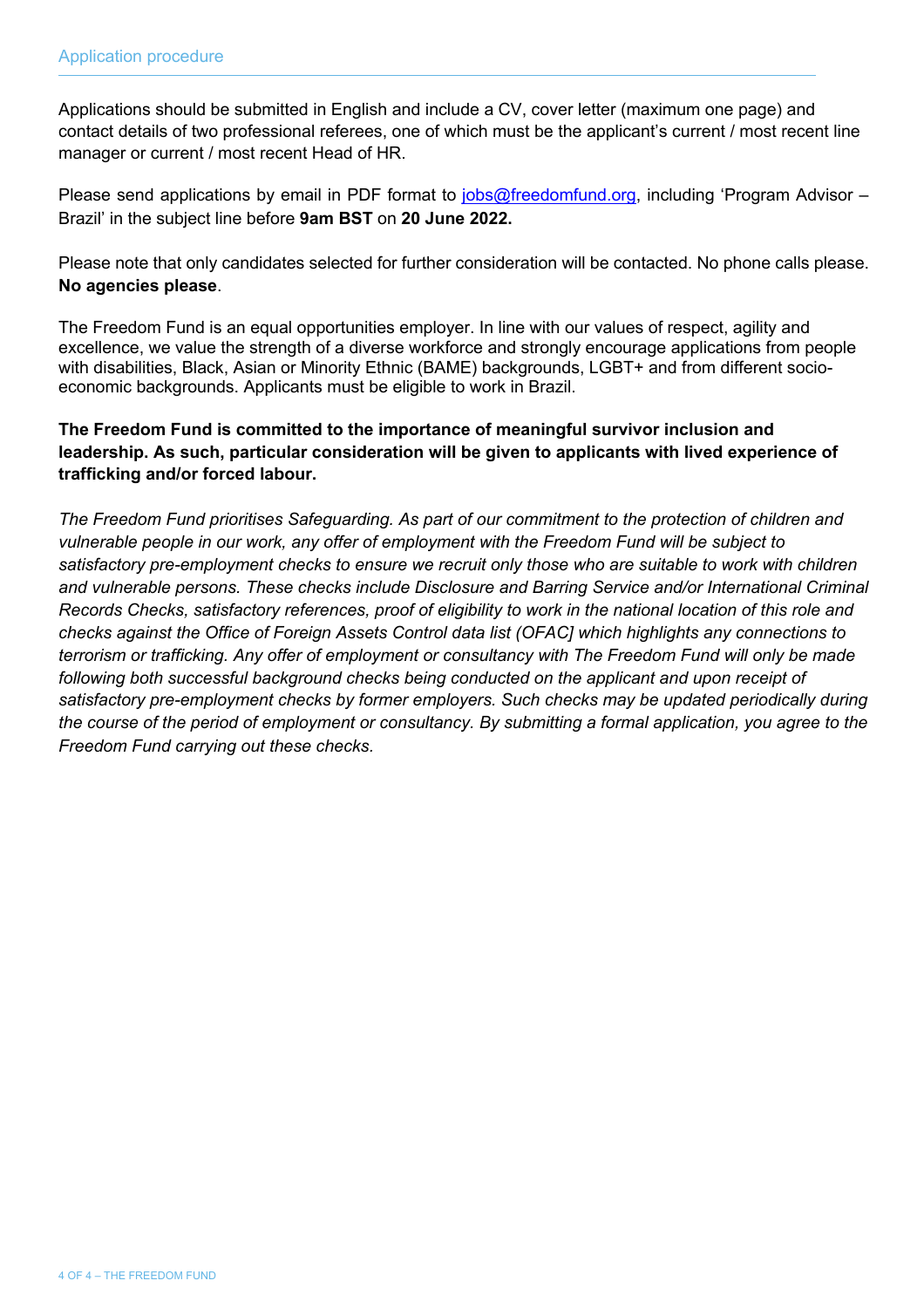## Application procedure

Applications should be submitted in English and include a CV, cover letter (maximum one page) and contact details of two professional referees, one of which must be the applicant's current / most recent line manager or current / most recent Head of HR.

Please send applications by email in PDF format to jobs@freedomfund.org, including 'Program Advisor – Brazil' in the subject line before **9am BST** on **20 June 2022.**

Please note that only candidates selected for further consideration will be contacted. No phone calls please. **No agencies please**.

The Freedom Fund is an equal opportunities employer. In line with our values of respect, agility and excellence, we value the strength of a diverse workforce and strongly encourage applications from people with disabilities, Black, Asian or Minority Ethnic (BAME) backgrounds, LGBT+ and from different socio-economic backgrounds. Applicants must be eligible to work in Brazil.

**The Freedom Fund is committed to the importance of meaningful survivor inclusion and leadership. As such, particular consideration will be given to applicants with lived experience of trafficking and/or forced labour.**

*The Freedom Fund prioritises Safeguarding. As part of our commitment to the protection of children and vulnerable people in our work, any offer of employment with the Freedom Fund will be subject to satisfactory pre-employment checks to ensure we recruit only those who are suitable to work with children and vulnerable persons. These checks include Disclosure and Barring Service and/or International Criminal Records Checks, satisfactory references, proof of eligibility to work in the national location of this role and checks against the Office of Foreign Assets Control data list (OFAC] which highlights any connections to terrorism or trafficking. Any offer of employment or consultancy with The Freedom Fund will only be made following both successful background checks being conducted on the applicant and upon receipt of satisfactory pre-employment checks by former employers. Such checks may be updated periodically during the course of the period of employment or consultancy. By submitting a formal application, you agree to the Freedom Fund carrying out these checks.*